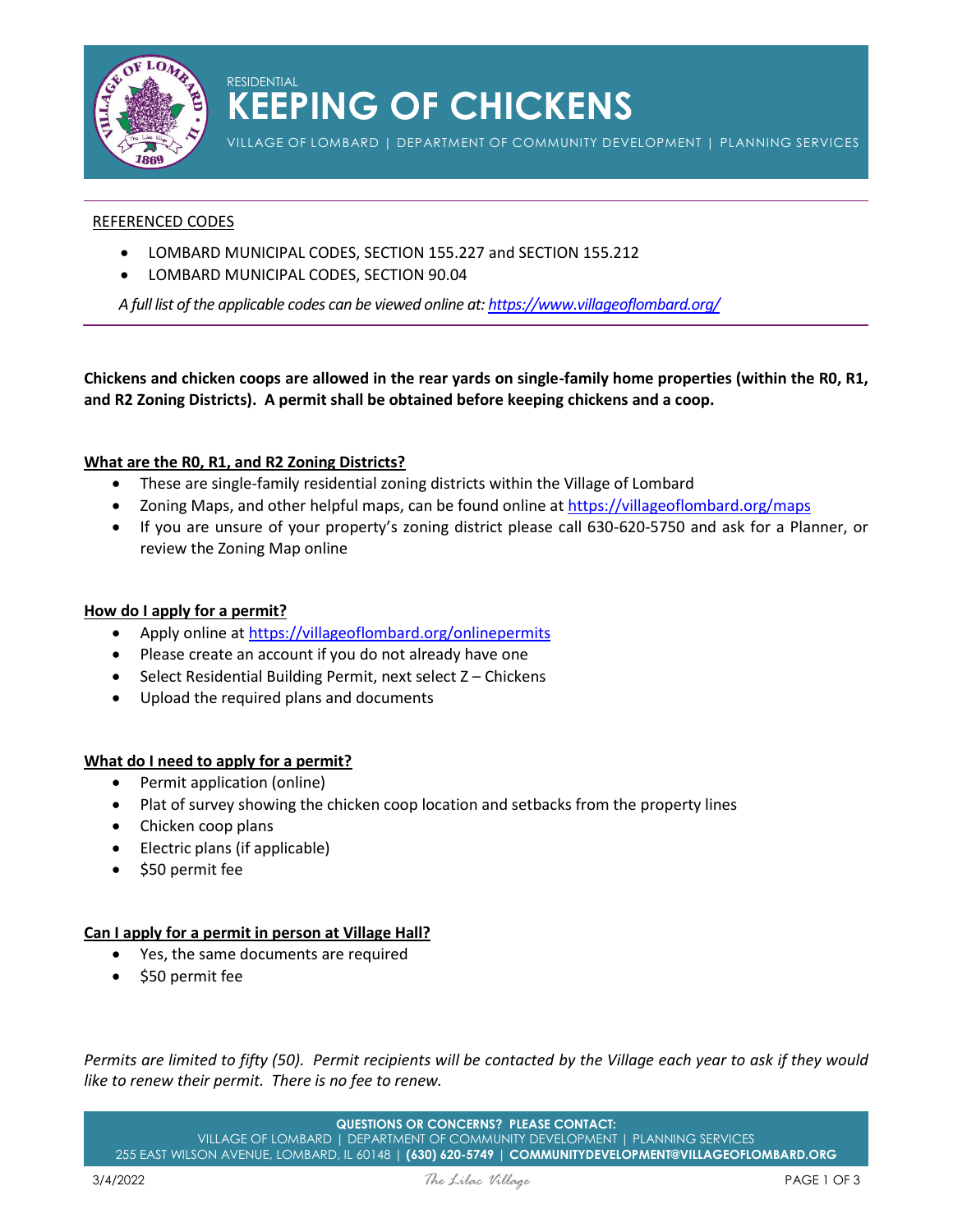RESIDENTIAL

# KEEPING OF CHICKENS

VILLAGE OF LOMBARD | DEPARTMENT OF COMMUNITY DEVELOPMENT | PLANNING SERVICES

REFERENCED CODES

- LOMBARD MUNICIPAL CODES, SECTION 155.227 and SECTION 155.212
- LOMBARD MUNICIPAL CODES, SECTION 90.04

*A full list of the applicable codes can be viewed online at: https://www.villageoflombard.org/*

**Chickens and chicken coops are allowed in the rear yards on single-family home properties (within the R0, R1, and R2 Zoning Districts). A permit shall be obtained before keeping chickens and a coop.**

**What are the R0, R1, and R2 Zoning Districts?**

- These are single-family residential zoning districts within the Village of Lombard
- Zoning Maps, and other helpful maps, can be found online at https://villageoflombard.org/maps
- If you are unsure of your property's zoning district please call 630-620-5750 and ask for a Planner, or review the Zoning Map online

**How do I apply for a permit?**

- Apply online at https://villageoflombard.org/onlinepermits
- Please create an account if you do not already have one
- Select Residential Building Permit, next select Z – Chickens
- Upload the required plans and documents

**What do I need to apply for a permit?**

- Permit application (online)
- Plat of survey showing the chicken coop location and setbacks from the property lines
- Chicken coop plans
- Electric plans (if applicable)
- $50 permit fee

**Can I apply for a permit in person at Village Hall?**

- Yes, the same documents are required
- $50 permit fee

*Permits are limited to fifty (50). Permit recipients will be contacted by the Village each year to ask if they would like to renew their permit. There is no fee to renew.*

**QUESTIONS OR CONCERNS? PLEASE CONTACT:**
VILLAGE OF LOMBARD | DEPARTMENT OF COMMUNITY DEVELOPMENT | PLANNING SERVICES
255 EAST WILSON AVENUE, LOMBARD, IL 60148 | **(630) 620-5749** | **COMMUNITYDEVELOPMENT@VILLAGEOFLOMBARD.ORG**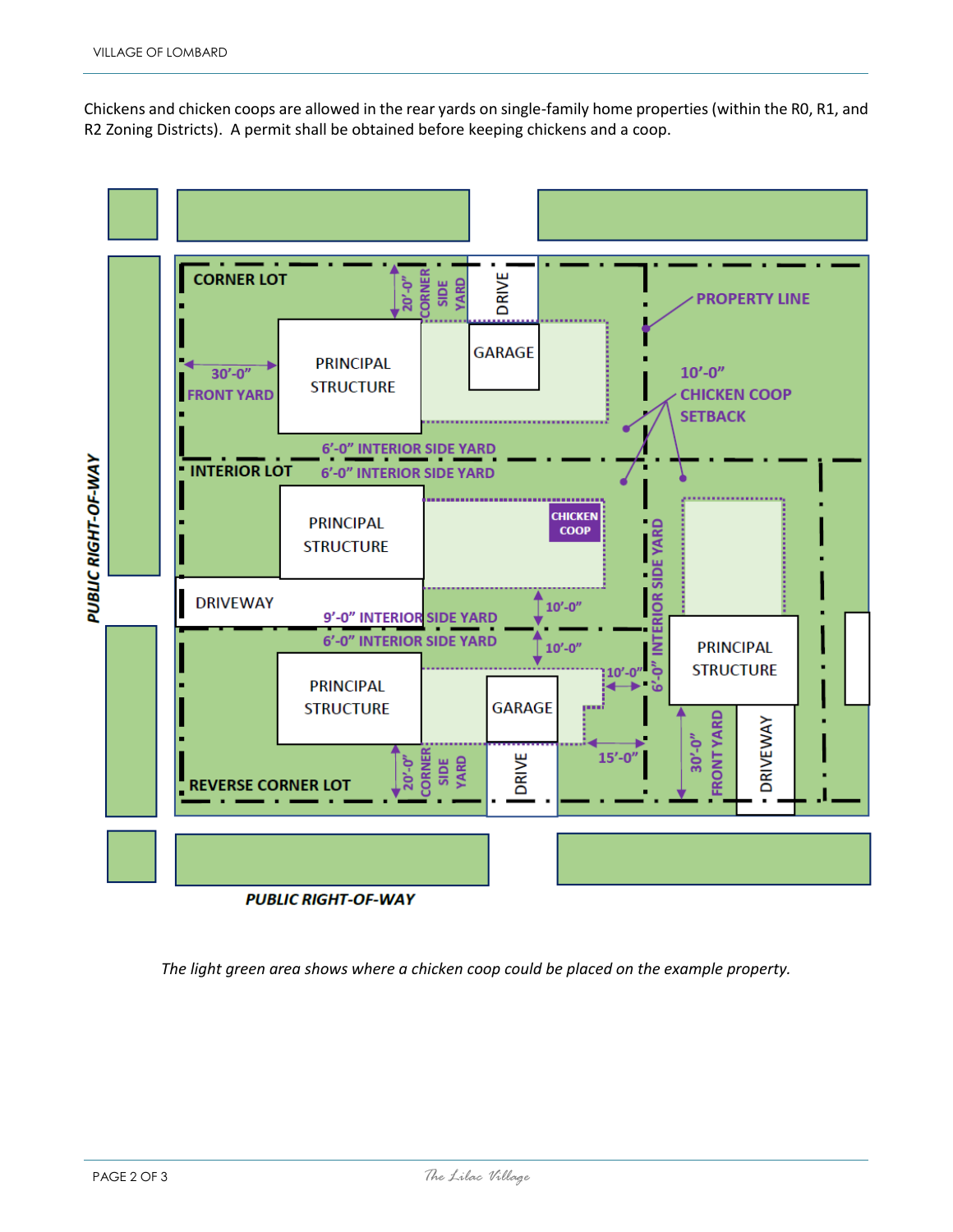Chickens and chicken coops are allowed in the rear yards on single-family home properties (within the R0, R1, and R2 Zoning Districts). A permit shall be obtained before keeping chickens and a coop.

*The light green area shows where a chicken coop could be placed on the example property.*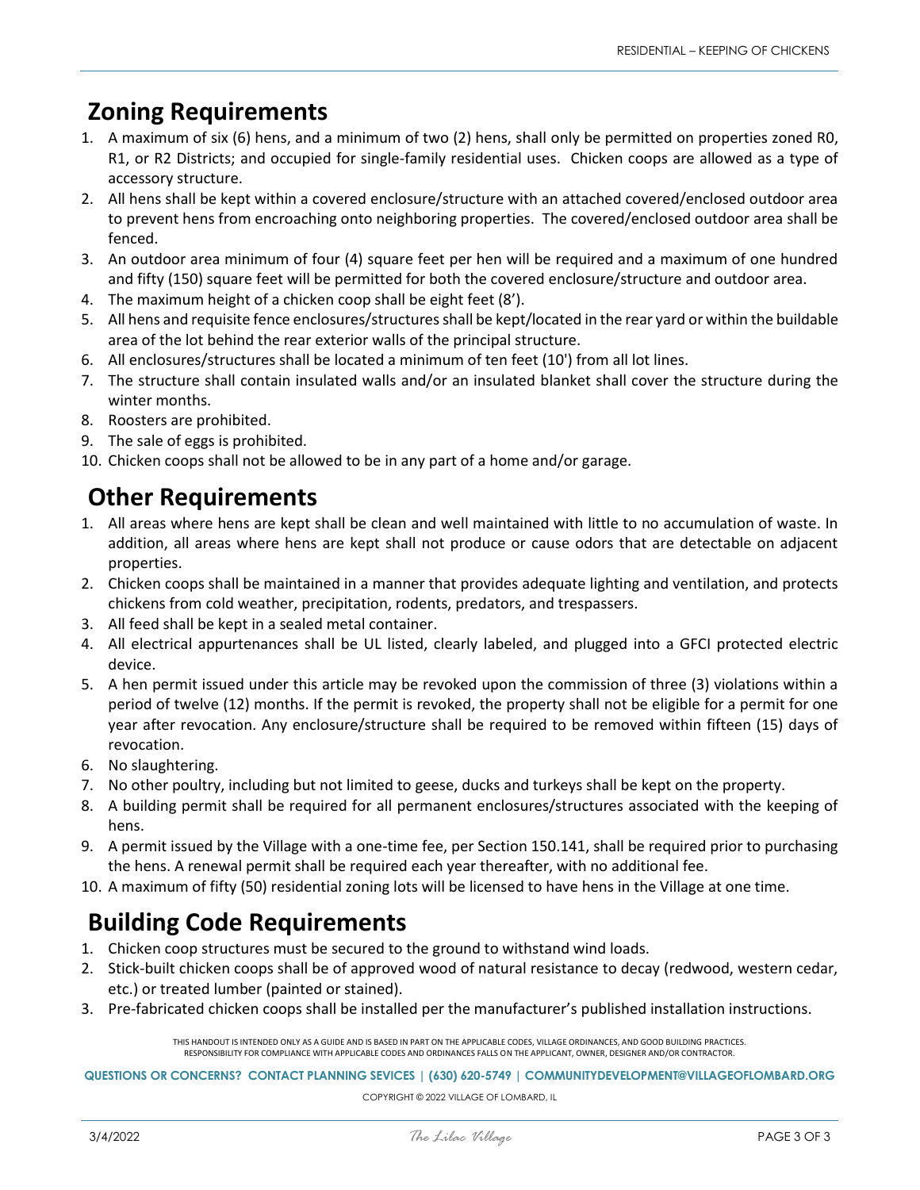## Zoning Requirements

1. A maximum of six (6) hens, and a minimum of two (2) hens, shall only be permitted on properties zoned R0, R1, or R2 Districts; and occupied for single-family residential uses. Chicken coops are allowed as a type of accessory structure.
2. All hens shall be kept within a covered enclosure/structure with an attached covered/enclosed outdoor area to prevent hens from encroaching onto neighboring properties. The covered/enclosed outdoor area shall be fenced.
3. An outdoor area minimum of four (4) square feet per hen will be required and a maximum of one hundred and fifty (150) square feet will be permitted for both the covered enclosure/structure and outdoor area.
4. The maximum height of a chicken coop shall be eight feet (8').
5. All hens and requisite fence enclosures/structures shall be kept/located in the rear yard or within the buildable area of the lot behind the rear exterior walls of the principal structure.
6. All enclosures/structures shall be located a minimum of ten feet (10') from all lot lines.
7. The structure shall contain insulated walls and/or an insulated blanket shall cover the structure during the winter months.
8. Roosters are prohibited.
9. The sale of eggs is prohibited.
10. Chicken coops shall not be allowed to be in any part of a home and/or garage.

## Other Requirements

1. All areas where hens are kept shall be clean and well maintained with little to no accumulation of waste. In addition, all areas where hens are kept shall not produce or cause odors that are detectable on adjacent properties.
2. Chicken coops shall be maintained in a manner that provides adequate lighting and ventilation, and protects chickens from cold weather, precipitation, rodents, predators, and trespassers.
3. All feed shall be kept in a sealed metal container.
4. All electrical appurtenances shall be UL listed, clearly labeled, and plugged into a GFCI protected electric device.
5. A hen permit issued under this article may be revoked upon the commission of three (3) violations within a period of twelve (12) months. If the permit is revoked, the property shall not be eligible for a permit for one year after revocation. Any enclosure/structure shall be required to be removed within fifteen (15) days of revocation.
6. No slaughtering.
7. No other poultry, including but not limited to geese, ducks and turkeys shall be kept on the property.
8. A building permit shall be required for all permanent enclosures/structures associated with the keeping of hens.
9. A permit issued by the Village with a one-time fee, per Section 150.141, shall be required prior to purchasing the hens. A renewal permit shall be required each year thereafter, with no additional fee.
10. A maximum of fifty (50) residential zoning lots will be licensed to have hens in the Village at one time.

## Building Code Requirements

1. Chicken coop structures must be secured to the ground to withstand wind loads.
2. Stick-built chicken coops shall be of approved wood of natural resistance to decay (redwood, western cedar, etc.) or treated lumber (painted or stained).
3. Pre-fabricated chicken coops shall be installed per the manufacturer's published installation instructions.

THIS HANDOUT IS INTENDED ONLY AS A GUIDE AND IS BASED IN PART ON THE APPLICABLE CODES, VILLAGE ORDINANCES, AND GOOD BUILDING PRACTICES. RESPONSIBILITY FOR COMPLIANCE WITH APPLICABLE CODES AND ORDINANCES FALLS ON THE APPLICANT, OWNER, DESIGNER AND/OR CONTRACTOR.

**QUESTIONS OR CONCERNS? CONTACT PLANNING SEVICES | (630) 620-5749 | COMMUNITYDEVELOPMENT@VILLAGEOFLOMBARD.ORG**

COPYRIGHT © 2022 VILLAGE OF LOMBARD, IL